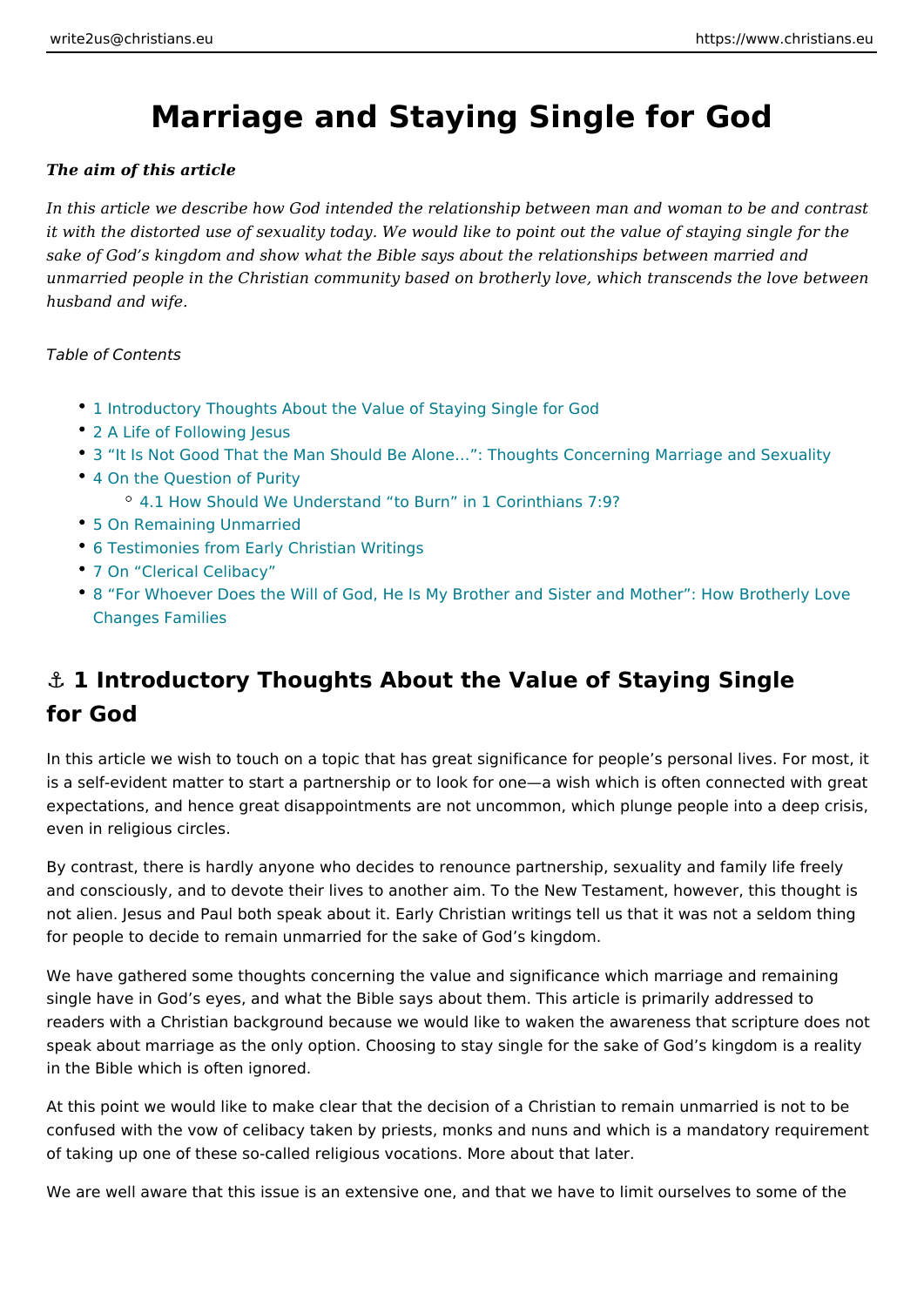# Marriage and Staying Single for God

***The aim of this article***

*In this article we describe how God intended the relationship between man and woman to be and contrast it with the distorted use of sexuality today. We would like to point out the value of staying single for the sake of God's kingdom and show what the Bible says about the relationships between married and unmarried people in the Christian community based on brotherly love, which transcends the love between husband and wife.*

*Table of Contents*

- 1 Introductory Thoughts About the Value of Staying Single for God
- 2 A Life of Following Jesus
- 3 "It Is Not Good That the Man Should Be Alone…": Thoughts Concerning Marriage and Sexuality
- 4 On the Question of Purity
  - 4.1 How Should We Understand "to Burn" in 1 Corinthians 7:9?
- 5 On Remaining Unmarried
- 6 Testimonies from Early Christian Writings
- 7 On "Clerical Celibacy"
- 8 "For Whoever Does the Will of God, He Is My Brother and Sister and Mother": How Brotherly Love Changes Families

## ⚓ 1 Introductory Thoughts About the Value of Staying Single for God

In this article we wish to touch on a topic that has great significance for people's personal lives. For most, it is a self-evident matter to start a partnership or to look for one—a wish which is often connected with great expectations, and hence great disappointments are not uncommon, which plunge people into a deep crisis, even in religious circles.

By contrast, there is hardly anyone who decides to renounce partnership, sexuality and family life freely and consciously, and to devote their lives to another aim. To the New Testament, however, this thought is not alien. Jesus and Paul both speak about it. Early Christian writings tell us that it was not a seldom thing for people to decide to remain unmarried for the sake of God's kingdom.

We have gathered some thoughts concerning the value and significance which marriage and remaining single have in God's eyes, and what the Bible says about them. This article is primarily addressed to readers with a Christian background because we would like to waken the awareness that scripture does not speak about marriage as the only option. Choosing to stay single for the sake of God's kingdom is a reality in the Bible which is often ignored.

At this point we would like to make clear that the decision of a Christian to remain unmarried is not to be confused with the vow of celibacy taken by priests, monks and nuns and which is a mandatory requirement of taking up one of these so-called religious vocations. More about that later.

We are well aware that this issue is an extensive one, and that we have to limit ourselves to some of the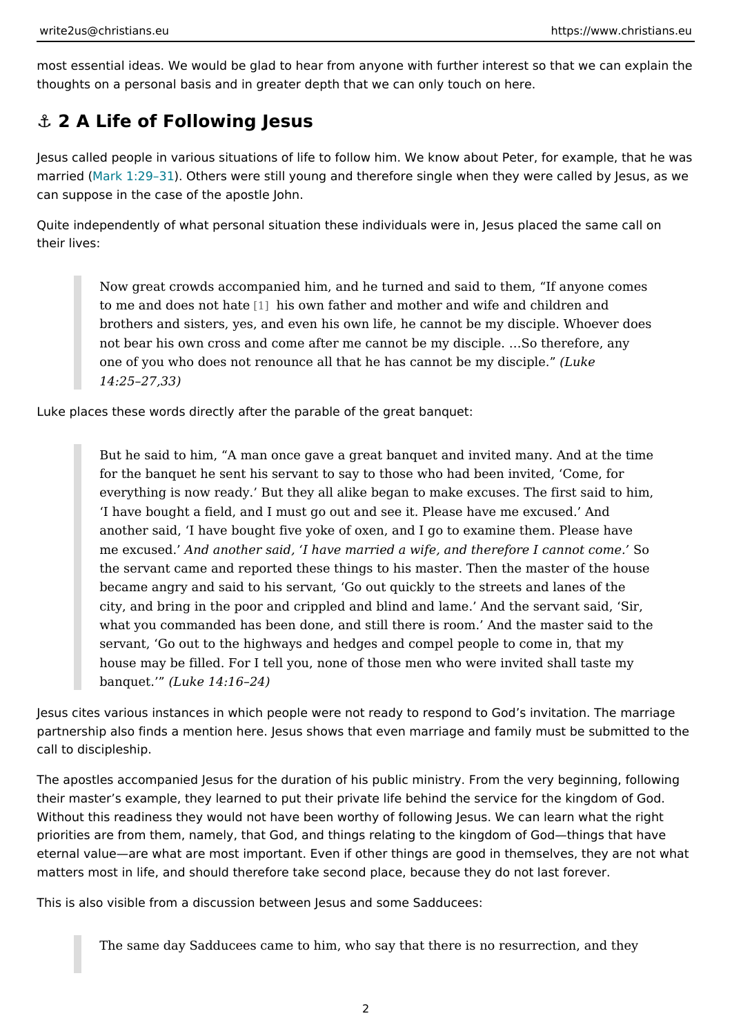most essential ideas. We would be glad to hear from anyone with further interest so that we can explain the thoughts on a personal basis and in greater depth that we can only touch on here.

## ⚓ 2 A Life of Following Jesus

Jesus called people in various situations of life to follow him. We know about Peter, for example, that he was married (Mark 1:29–31). Others were still young and therefore single when they were called by Jesus, as we can suppose in the case of the apostle John.

Quite independently of what personal situation these individuals were in, Jesus placed the same call on their lives:

> Now great crowds accompanied him, and he turned and said to them, "If anyone comes to me and does not hate [1] his own father and mother and wife and children and brothers and sisters, yes, and even his own life, he cannot be my disciple. Whoever does not bear his own cross and come after me cannot be my disciple. …So therefore, any one of you who does not renounce all that he has cannot be my disciple." *(Luke 14:25–27,33)*

Luke places these words directly after the parable of the great banquet:

> But he said to him, "A man once gave a great banquet and invited many. And at the time for the banquet he sent his servant to say to those who had been invited, 'Come, for everything is now ready.' But they all alike began to make excuses. The first said to him, 'I have bought a field, and I must go out and see it. Please have me excused.' And another said, 'I have bought five yoke of oxen, and I go to examine them. Please have me excused.' *And another said, 'I have married a wife, and therefore I cannot come.'* So the servant came and reported these things to his master. Then the master of the house became angry and said to his servant, 'Go out quickly to the streets and lanes of the city, and bring in the poor and crippled and blind and lame.' And the servant said, 'Sir, what you commanded has been done, and still there is room.' And the master said to the servant, 'Go out to the highways and hedges and compel people to come in, that my house may be filled. For I tell you, none of those men who were invited shall taste my banquet.'" *(Luke 14:16–24)*

Jesus cites various instances in which people were not ready to respond to God's invitation. The marriage partnership also finds a mention here. Jesus shows that even marriage and family must be submitted to the call to discipleship.

The apostles accompanied Jesus for the duration of his public ministry. From the very beginning, following their master's example, they learned to put their private life behind the service for the kingdom of God. Without this readiness they would not have been worthy of following Jesus. We can learn what the right priorities are from them, namely, that God, and things relating to the kingdom of God—things that have eternal value—are what are most important. Even if other things are good in themselves, they are not what matters most in life, and should therefore take second place, because they do not last forever.

This is also visible from a discussion between Jesus and some Sadducees:

> The same day Sadducees came to him, who say that there is no resurrection, and they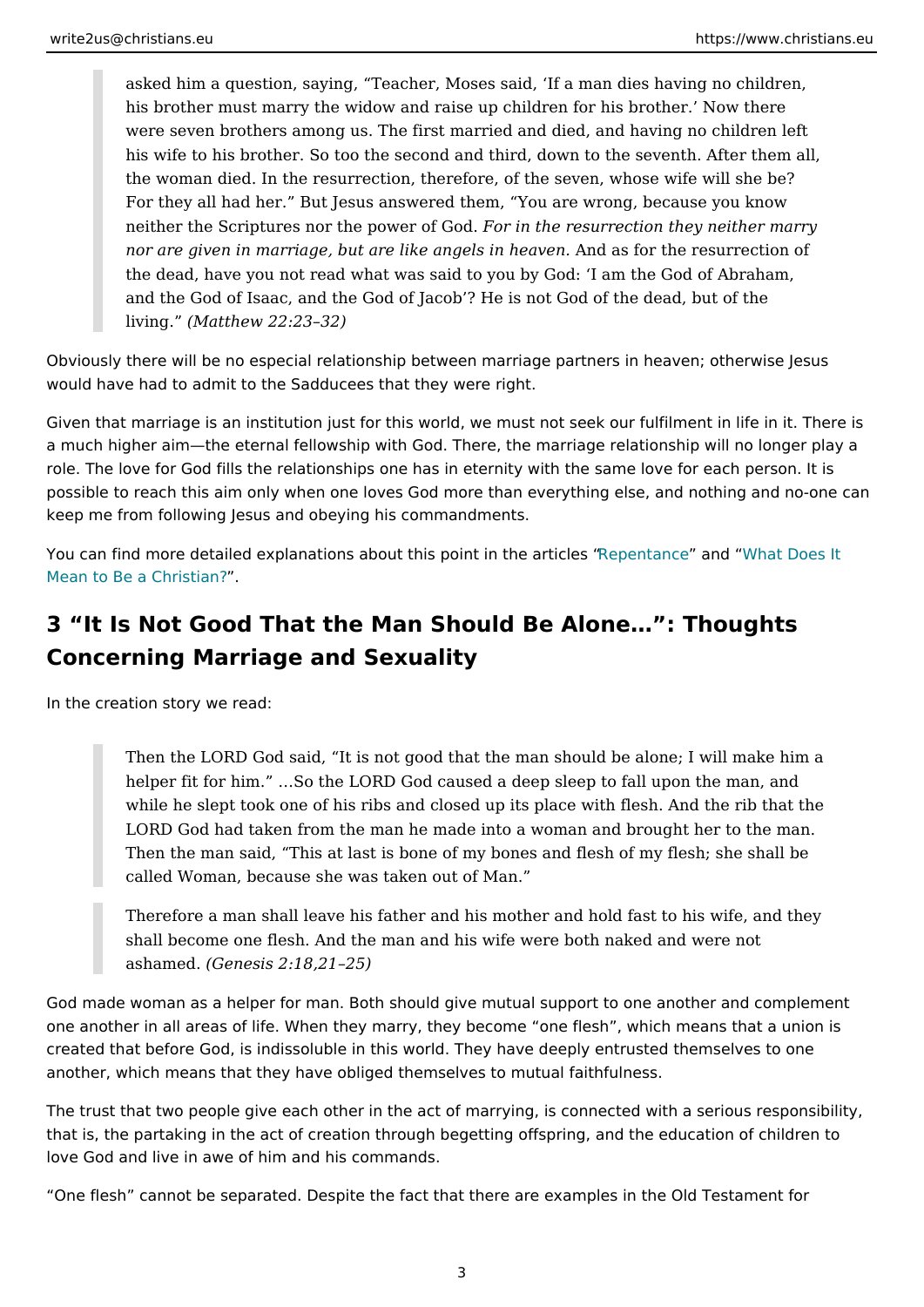> asked him a question, saying, “Teacher, Moses said, ‘If a man dies having no children, his brother must marry the widow and raise up children for his brother.’ Now there were seven brothers among us. The first married and died, and having no children left his wife to his brother. So too the second and third, down to the seventh. After them all, the woman died. In the resurrection, therefore, of the seven, whose wife will she be? For they all had her.” But Jesus answered them, “You are wrong, because you know neither the Scriptures nor the power of God. *For in the resurrection they neither marry nor are given in marriage, but are like angels in heaven.* And as for the resurrection of the dead, have you not read what was said to you by God: ‘I am the God of Abraham, and the God of Isaac, and the God of Jacob’? He is not God of the dead, but of the living.” *(Matthew 22:23–32)*

Obviously there will be no especial relationship between marriage partners in heaven; otherwise Jesus would have had to admit to the Sadducees that they were right.

Given that marriage is an institution just for this world, we must not seek our fulfilment in life in it. There is a much higher aim—the eternal fellowship with God. There, the marriage relationship will no longer play a role. The love for God fills the relationships one has in eternity with the same love for each person. It is possible to reach this aim only when one loves God more than everything else, and nothing and no-one can keep me from following Jesus and obeying his commandments.

You can find more detailed explanations about this point in the articles “Repentance” and “What Does It Mean to Be a Christian?”.

## 3 “It Is Not Good That the Man Should Be Alone…”: Thoughts Concerning Marriage and Sexuality

In the creation story we read:

> Then the LORD God said, “It is not good that the man should be alone; I will make him a helper fit for him.” …So the LORD God caused a deep sleep to fall upon the man, and while he slept took one of his ribs and closed up its place with flesh. And the rib that the LORD God had taken from the man he made into a woman and brought her to the man. Then the man said, “This at last is bone of my bones and flesh of my flesh; she shall be called Woman, because she was taken out of Man.”

> Therefore a man shall leave his father and his mother and hold fast to his wife, and they shall become one flesh. And the man and his wife were both naked and were not ashamed. *(Genesis 2:18,21–25)*

God made woman as a helper for man. Both should give mutual support to one another and complement one another in all areas of life. When they marry, they become “one flesh”, which means that a union is created that before God, is indissoluble in this world. They have deeply entrusted themselves to one another, which means that they have obliged themselves to mutual faithfulness.

The trust that two people give each other in the act of marrying, is connected with a serious responsibility, that is, the partaking in the act of creation through begetting offspring, and the education of children to love God and live in awe of him and his commands.

“One flesh” cannot be separated. Despite the fact that there are examples in the Old Testament for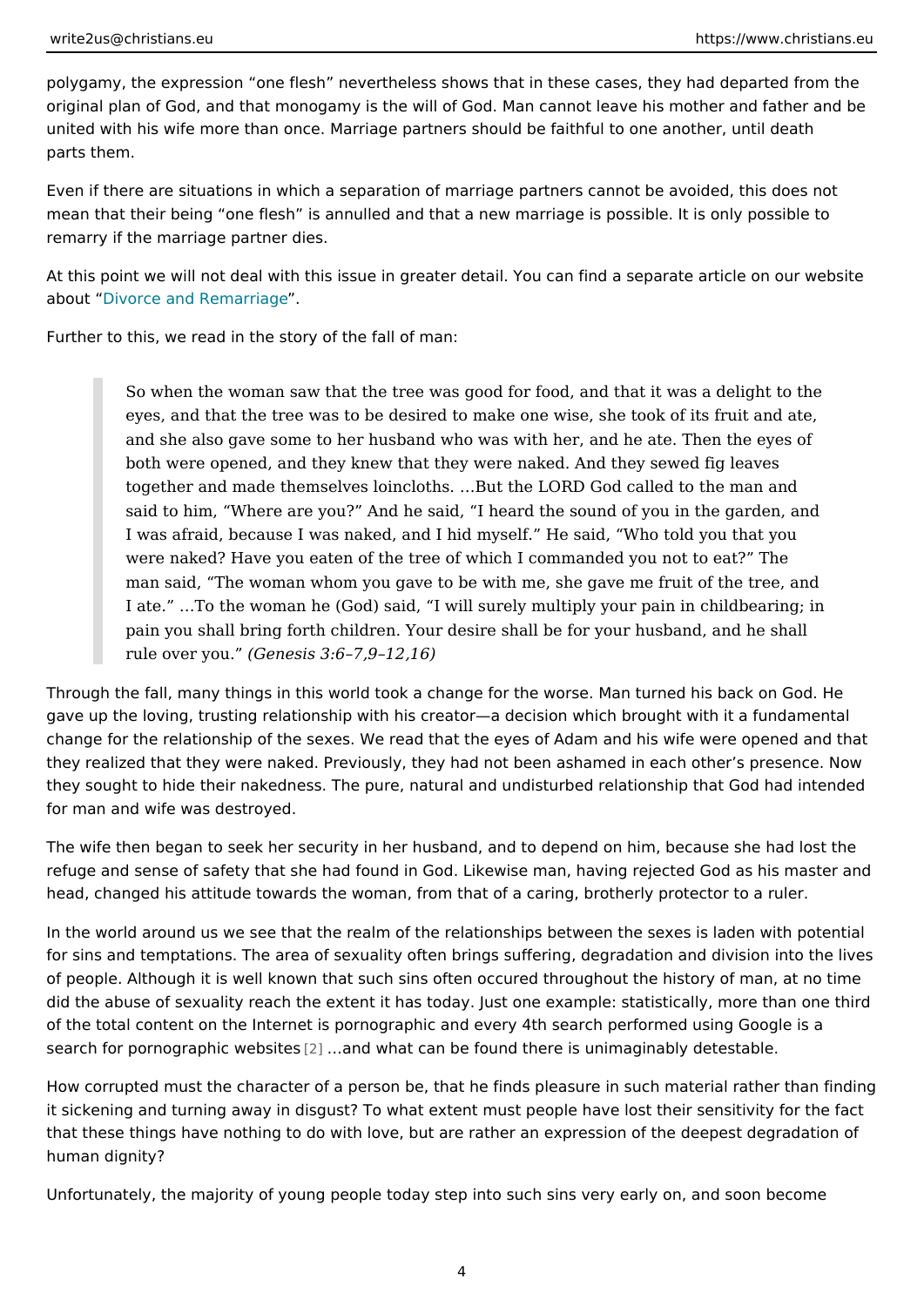polygamy, the expression "one flesh" nevertheless shows that in these cases, they had departed from the original plan of God, and that monogamy is the will of God. Man cannot leave his mother and father and be united with his wife more than once. Marriage partners should be faithful to one another, until death parts them.

Even if there are situations in which a separation of marriage partners cannot be avoided, this does not mean that their being "one flesh" is annulled and that a new marriage is possible. It is only possible to remarry if the marriage partner dies.

At this point we will not deal with this issue in greater detail. You can find a separate article on our website about "Divorce and Remarriage".

Further to this, we read in the story of the fall of man:

> So when the woman saw that the tree was good for food, and that it was a delight to the eyes, and that the tree was to be desired to make one wise, she took of its fruit and ate, and she also gave some to her husband who was with her, and he ate. Then the eyes of both were opened, and they knew that they were naked. And they sewed fig leaves together and made themselves loincloths. …But the LORD God called to the man and said to him, "Where are you?" And he said, "I heard the sound of you in the garden, and I was afraid, because I was naked, and I hid myself." He said, "Who told you that you were naked? Have you eaten of the tree of which I commanded you not to eat?" The man said, "The woman whom you gave to be with me, she gave me fruit of the tree, and I ate." …To the woman he (God) said, "I will surely multiply your pain in childbearing; in pain you shall bring forth children. Your desire shall be for your husband, and he shall rule over you." *(Genesis 3:6–7,9–12,16)*

Through the fall, many things in this world took a change for the worse. Man turned his back on God. He gave up the loving, trusting relationship with his creator—a decision which brought with it a fundamental change for the relationship of the sexes. We read that the eyes of Adam and his wife were opened and that they realized that they were naked. Previously, they had not been ashamed in each other's presence. Now they sought to hide their nakedness. The pure, natural and undisturbed relationship that God had intended for man and wife was destroyed.

The wife then began to seek her security in her husband, and to depend on him, because she had lost the refuge and sense of safety that she had found in God. Likewise man, having rejected God as his master and head, changed his attitude towards the woman, from that of a caring, brotherly protector to a ruler.

In the world around us we see that the realm of the relationships between the sexes is laden with potential for sins and temptations. The area of sexuality often brings suffering, degradation and division into the lives of people. Although it is well known that such sins often occured throughout the history of man, at no time did the abuse of sexuality reach the extent it has today. Just one example: statistically, more than one third of the total content on the Internet is pornographic and every 4th search performed using Google is a search for pornographic websites [2] …and what can be found there is unimaginably detestable.

How corrupted must the character of a person be, that he finds pleasure in such material rather than finding it sickening and turning away in disgust? To what extent must people have lost their sensitivity for the fact that these things have nothing to do with love, but are rather an expression of the deepest degradation of human dignity?

Unfortunately, the majority of young people today step into such sins very early on, and soon become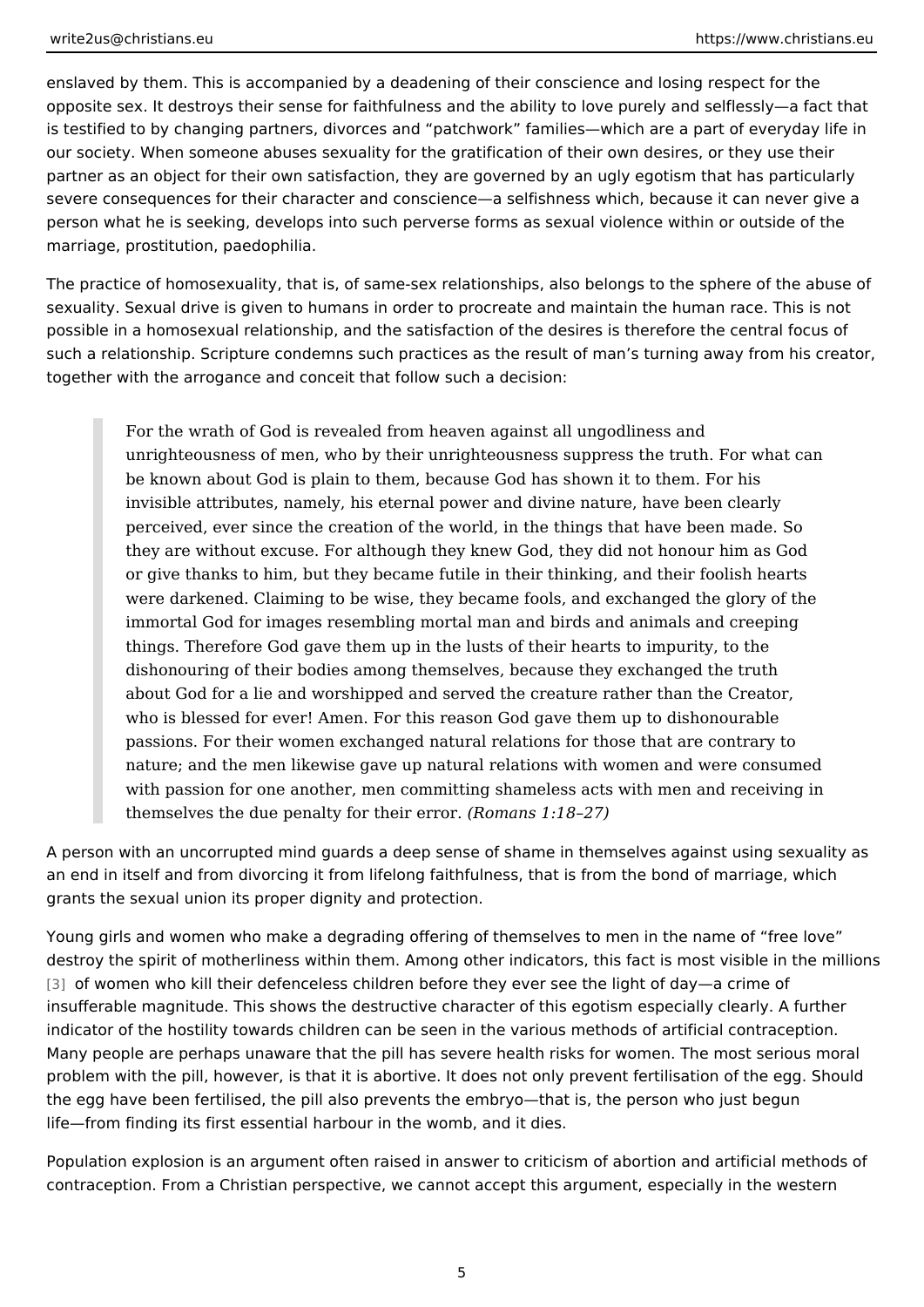enslaved by them. This is accompanied by a deadening of their conscience and losing respect for the opposite sex. It destroys their sense for faithfulness and the ability to love purely and selflessly—a fact that is testified to by changing partners, divorces and “patchwork” families—which are a part of everyday life in our society. When someone abuses sexuality for the gratification of their own desires, or they use their partner as an object for their own satisfaction, they are governed by an ugly egotism that has particularly severe consequences for their character and conscience—a selfishness which, because it can never give a person what he is seeking, develops into such perverse forms as sexual violence within or outside of the marriage, prostitution, paedophilia.

The practice of homosexuality, that is, of same-sex relationships, also belongs to the sphere of the abuse of sexuality. Sexual drive is given to humans in order to procreate and maintain the human race. This is not possible in a homosexual relationship, and the satisfaction of the desires is therefore the central focus of such a relationship. Scripture condemns such practices as the result of man’s turning away from his creator, together with the arrogance and conceit that follow such a decision:

> For the wrath of God is revealed from heaven against all ungodliness and unrighteousness of men, who by their unrighteousness suppress the truth. For what can be known about God is plain to them, because God has shown it to them. For his invisible attributes, namely, his eternal power and divine nature, have been clearly perceived, ever since the creation of the world, in the things that have been made. So they are without excuse. For although they knew God, they did not honour him as God or give thanks to him, but they became futile in their thinking, and their foolish hearts were darkened. Claiming to be wise, they became fools, and exchanged the glory of the immortal God for images resembling mortal man and birds and animals and creeping things. Therefore God gave them up in the lusts of their hearts to impurity, to the dishonouring of their bodies among themselves, because they exchanged the truth about God for a lie and worshipped and served the creature rather than the Creator, who is blessed for ever! Amen. For this reason God gave them up to dishonourable passions. For their women exchanged natural relations for those that are contrary to nature; and the men likewise gave up natural relations with women and were consumed with passion for one another, men committing shameless acts with men and receiving in themselves the due penalty for their error. *(Romans 1:18–27)*

A person with an uncorrupted mind guards a deep sense of shame in themselves against using sexuality as an end in itself and from divorcing it from lifelong faithfulness, that is from the bond of marriage, which grants the sexual union its proper dignity and protection.

Young girls and women who make a degrading offering of themselves to men in the name of “free love” destroy the spirit of motherliness within them. Among other indicators, this fact is most visible in the millions [3] of women who kill their defenceless children before they ever see the light of day—a crime of insufferable magnitude. This shows the destructive character of this egotism especially clearly. A further indicator of the hostility towards children can be seen in the various methods of artificial contraception. Many people are perhaps unaware that the pill has severe health risks for women. The most serious moral problem with the pill, however, is that it is abortive. It does not only prevent fertilisation of the egg. Should the egg have been fertilised, the pill also prevents the embryo—that is, the person who just begun life—from finding its first essential harbour in the womb, and it dies.

Population explosion is an argument often raised in answer to criticism of abortion and artificial methods of contraception. From a Christian perspective, we cannot accept this argument, especially in the western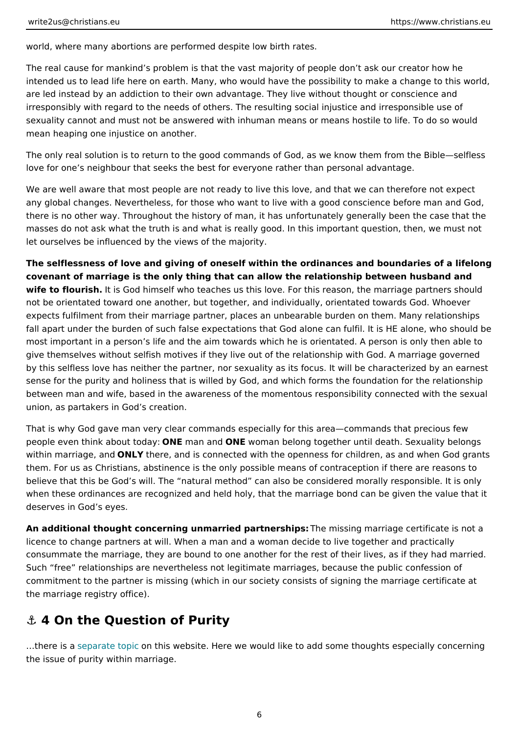world, where many abortions are performed despite low birth rates.

The real cause for mankind's problem is that the vast majority of people don't ask our creator how he intended us to lead life here on earth. Many, who would have the possibility to make a change to this world, are led instead by an addiction to their own advantage. They live without thought or conscience and irresponsibly with regard to the needs of others. The resulting social injustice and irresponsible use of sexuality cannot and must not be answered with inhuman means or means hostile to life. To do so would mean heaping one injustice on another.

The only real solution is to return to the good commands of God, as we know them from the Bible—selfless love for one's neighbour that seeks the best for everyone rather than personal advantage.

We are well aware that most people are not ready to live this love, and that we can therefore not expect any global changes. Nevertheless, for those who want to live with a good conscience before man and God, there is no other way. Throughout the history of man, it has unfortunately generally been the case that the masses do not ask what the truth is and what is really good. In this important question, then, we must not let ourselves be influenced by the views of the majority.

**The selflessness of love and giving of oneself within the ordinances and boundaries of a lifelong covenant of marriage is the only thing that can allow the relationship between husband and wife to flourish.** It is God himself who teaches us this love. For this reason, the marriage partners should not be orientated toward one another, but together, and individually, orientated towards God. Whoever expects fulfilment from their marriage partner, places an unbearable burden on them. Many relationships fall apart under the burden of such false expectations that God alone can fulfil. It is HE alone, who should be most important in a person's life and the aim towards which he is orientated. A person is only then able to give themselves without selfish motives if they live out of the relationship with God. A marriage governed by this selfless love has neither the partner, nor sexuality as its focus. It will be characterized by an earnest sense for the purity and holiness that is willed by God, and which forms the foundation for the relationship between man and wife, based in the awareness of the momentous responsibility connected with the sexual union, as partakers in God's creation.

That is why God gave man very clear commands especially for this area—commands that precious few people even think about today: **ONE** man and **ONE** woman belong together until death. Sexuality belongs within marriage, and **ONLY** there, and is connected with the openness for children, as and when God grants them. For us as Christians, abstinence is the only possible means of contraception if there are reasons to believe that this be God's will. The "natural method" can also be considered morally responsible. It is only when these ordinances are recognized and held holy, that the marriage bond can be given the value that it deserves in God's eyes.

**An additional thought concerning unmarried partnerships:** The missing marriage certificate is not a licence to change partners at will. When a man and a woman decide to live together and practically consummate the marriage, they are bound to one another for the rest of their lives, as if they had married. Such "free" relationships are nevertheless not legitimate marriages, because the public confession of commitment to the partner is missing (which in our society consists of signing the marriage certificate at the marriage registry office).

## ⚓ 4 On the Question of Purity

…there is a separate topic on this website. Here we would like to add some thoughts especially concerning the issue of purity within marriage.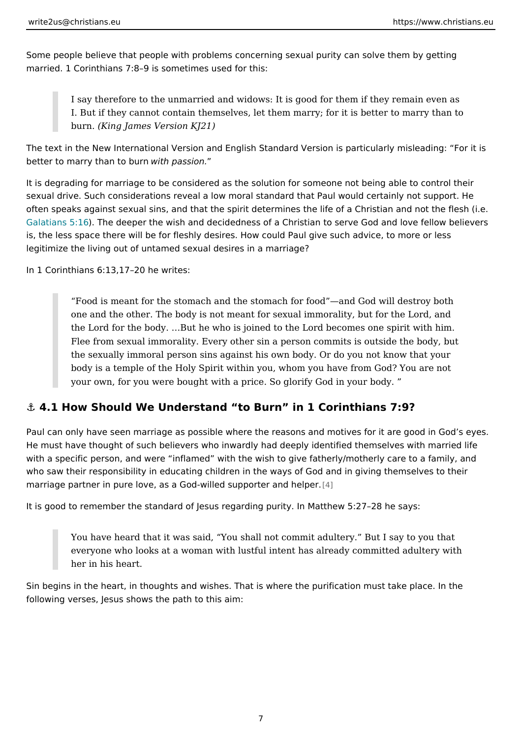Some people believe that people with problems concerning sexual purity can solve them by getting married. 1 Corinthians 7:8–9 is sometimes used for this:

> I say therefore to the unmarried and widows: It is good for them if they remain even as I. But if they cannot contain themselves, let them marry; for it is better to marry than to burn. *(King James Version KJ21)*

The text in the New International Version and English Standard Version is particularly misleading: “For it is better to marry than to burn *with passion*.”

It is degrading for marriage to be considered as the solution for someone not being able to control their sexual drive. Such considerations reveal a low moral standard that Paul would certainly not support. He often speaks against sexual sins, and that the spirit determines the life of a Christian and not the flesh (i.e. Galatians 5:16). The deeper the wish and decidedness of a Christian to serve God and love fellow believers is, the less space there will be for fleshly desires. How could Paul give such advice, to more or less legitimize the living out of untamed sexual desires in a marriage?

In 1 Corinthians 6:13,17–20 he writes:

> “Food is meant for the stomach and the stomach for food”—and God will destroy both one and the other. The body is not meant for sexual immorality, but for the Lord, and the Lord for the body. …But he who is joined to the Lord becomes one spirit with him. Flee from sexual immorality. Every other sin a person commits is outside the body, but the sexually immoral person sins against his own body. Or do you not know that your body is a temple of the Holy Spirit within you, whom you have from God? You are not your own, for you were bought with a price. So glorify God in your body. ”

## ⚓ 4.1 How Should We Understand “to Burn” in 1 Corinthians 7:9?

Paul can only have seen marriage as possible where the reasons and motives for it are good in God’s eyes. He must have thought of such believers who inwardly had deeply identified themselves with married life with a specific person, and were “inflamed” with the wish to give fatherly/motherly care to a family, and who saw their responsibility in educating children in the ways of God and in giving themselves to their marriage partner in pure love, as a God-willed supporter and helper.[4]

It is good to remember the standard of Jesus regarding purity. In Matthew 5:27–28 he says:

> You have heard that it was said, “You shall not commit adultery.” But I say to you that everyone who looks at a woman with lustful intent has already committed adultery with her in his heart.

Sin begins in the heart, in thoughts and wishes. That is where the purification must take place. In the following verses, Jesus shows the path to this aim: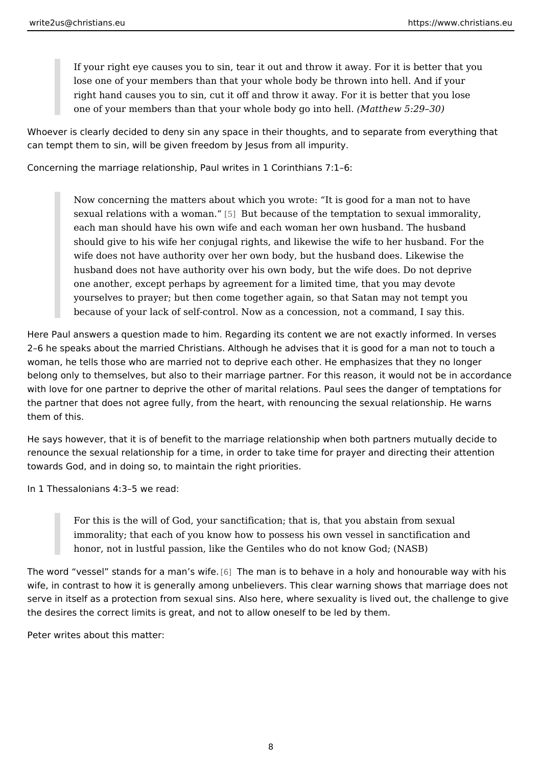> If your right eye causes you to sin, tear it out and throw it away. For it is better that you lose one of your members than that your whole body be thrown into hell. And if your right hand causes you to sin, cut it off and throw it away. For it is better that you lose one of your members than that your whole body go into hell. *(Matthew 5:29–30)*

Whoever is clearly decided to deny sin any space in their thoughts, and to separate from everything that can tempt them to sin, will be given freedom by Jesus from all impurity.

Concerning the marriage relationship, Paul writes in 1 Corinthians 7:1–6:

> Now concerning the matters about which you wrote: "It is good for a man not to have sexual relations with a woman." [5] But because of the temptation to sexual immorality, each man should have his own wife and each woman her own husband. The husband should give to his wife her conjugal rights, and likewise the wife to her husband. For the wife does not have authority over her own body, but the husband does. Likewise the husband does not have authority over his own body, but the wife does. Do not deprive one another, except perhaps by agreement for a limited time, that you may devote yourselves to prayer; but then come together again, so that Satan may not tempt you because of your lack of self-control. Now as a concession, not a command, I say this.

Here Paul answers a question made to him. Regarding its content we are not exactly informed. In verses 2–6 he speaks about the married Christians. Although he advises that it is good for a man not to touch a woman, he tells those who are married not to deprive each other. He emphasizes that they no longer belong only to themselves, but also to their marriage partner. For this reason, it would not be in accordance with love for one partner to deprive the other of marital relations. Paul sees the danger of temptations for the partner that does not agree fully, from the heart, with renouncing the sexual relationship. He warns them of this.

He says however, that it is of benefit to the marriage relationship when both partners mutually decide to renounce the sexual relationship for a time, in order to take time for prayer and directing their attention towards God, and in doing so, to maintain the right priorities.

In 1 Thessalonians 4:3–5 we read:

> For this is the will of God, your sanctification; that is, that you abstain from sexual immorality; that each of you know how to possess his own vessel in sanctification and honor, not in lustful passion, like the Gentiles who do not know God; (NASB)

The word "vessel" stands for a man's wife. [6] The man is to behave in a holy and honourable way with his wife, in contrast to how it is generally among unbelievers. This clear warning shows that marriage does not serve in itself as a protection from sexual sins. Also here, where sexuality is lived out, the challenge to give the desires the correct limits is great, and not to allow oneself to be led by them.

Peter writes about this matter: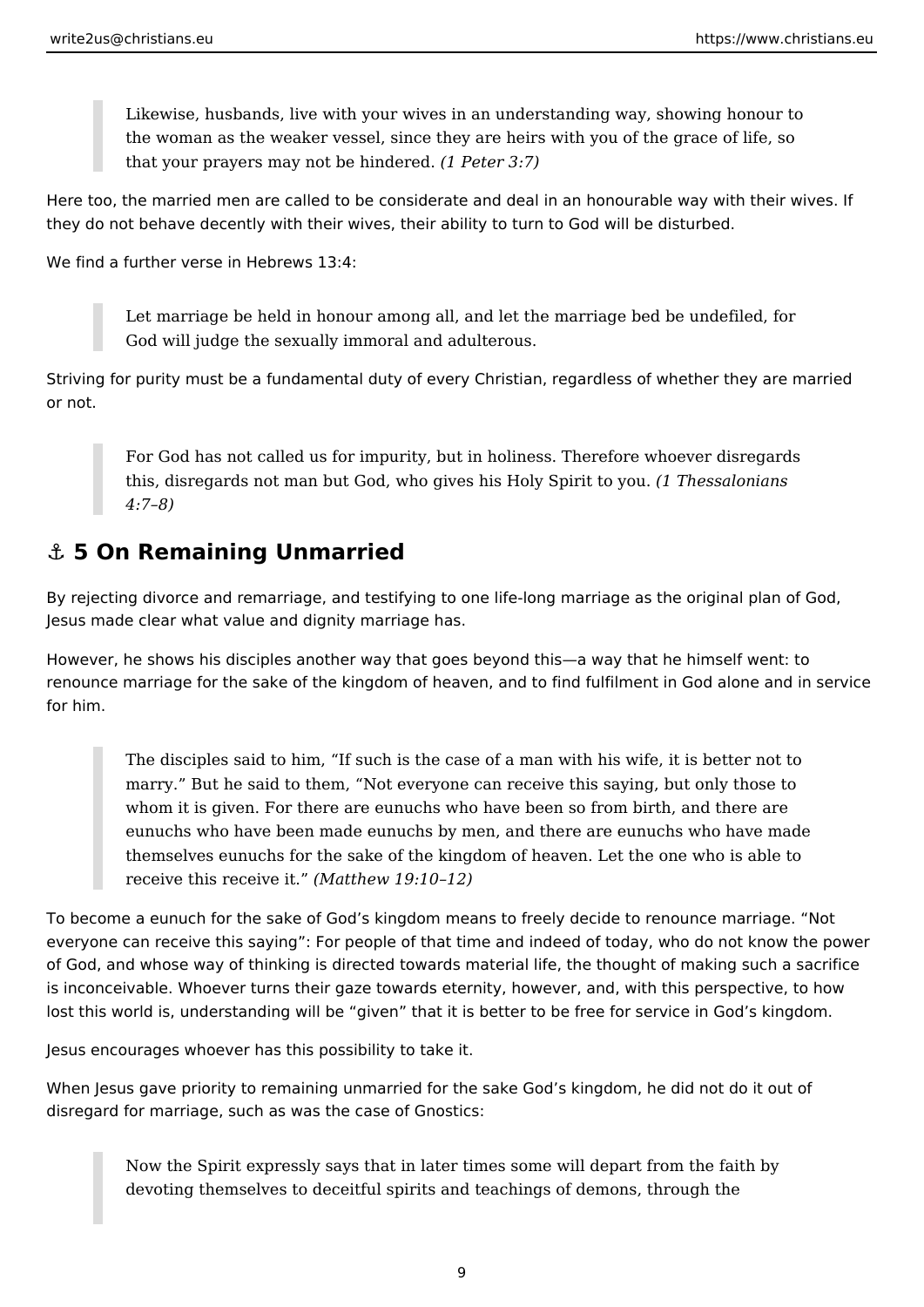> Likewise, husbands, live with your wives in an understanding way, showing honour to the woman as the weaker vessel, since they are heirs with you of the grace of life, so that your prayers may not be hindered. *(1 Peter 3:7)*

Here too, the married men are called to be considerate and deal in an honourable way with their wives. If they do not behave decently with their wives, their ability to turn to God will be disturbed.

We find a further verse in Hebrews 13:4:

> Let marriage be held in honour among all, and let the marriage bed be undefiled, for God will judge the sexually immoral and adulterous.

Striving for purity must be a fundamental duty of every Christian, regardless of whether they are married or not.

> For God has not called us for impurity, but in holiness. Therefore whoever disregards this, disregards not man but God, who gives his Holy Spirit to you. *(1 Thessalonians 4:7–8)*

## ⚓ 5 On Remaining Unmarried

By rejecting divorce and remarriage, and testifying to one life-long marriage as the original plan of God, Jesus made clear what value and dignity marriage has.

However, he shows his disciples another way that goes beyond this—a way that he himself went: to renounce marriage for the sake of the kingdom of heaven, and to find fulfilment in God alone and in service for him.

> The disciples said to him, "If such is the case of a man with his wife, it is better not to marry." But he said to them, "Not everyone can receive this saying, but only those to whom it is given. For there are eunuchs who have been so from birth, and there are eunuchs who have been made eunuchs by men, and there are eunuchs who have made themselves eunuchs for the sake of the kingdom of heaven. Let the one who is able to receive this receive it." *(Matthew 19:10–12)*

To become a eunuch for the sake of God's kingdom means to freely decide to renounce marriage. "Not everyone can receive this saying": For people of that time and indeed of today, who do not know the power of God, and whose way of thinking is directed towards material life, the thought of making such a sacrifice is inconceivable. Whoever turns their gaze towards eternity, however, and, with this perspective, to how lost this world is, understanding will be "given" that it is better to be free for service in God's kingdom.

Jesus encourages whoever has this possibility to take it.

When Jesus gave priority to remaining unmarried for the sake God's kingdom, he did not do it out of disregard for marriage, such as was the case of Gnostics:

> Now the Spirit expressly says that in later times some will depart from the faith by devoting themselves to deceitful spirits and teachings of demons, through the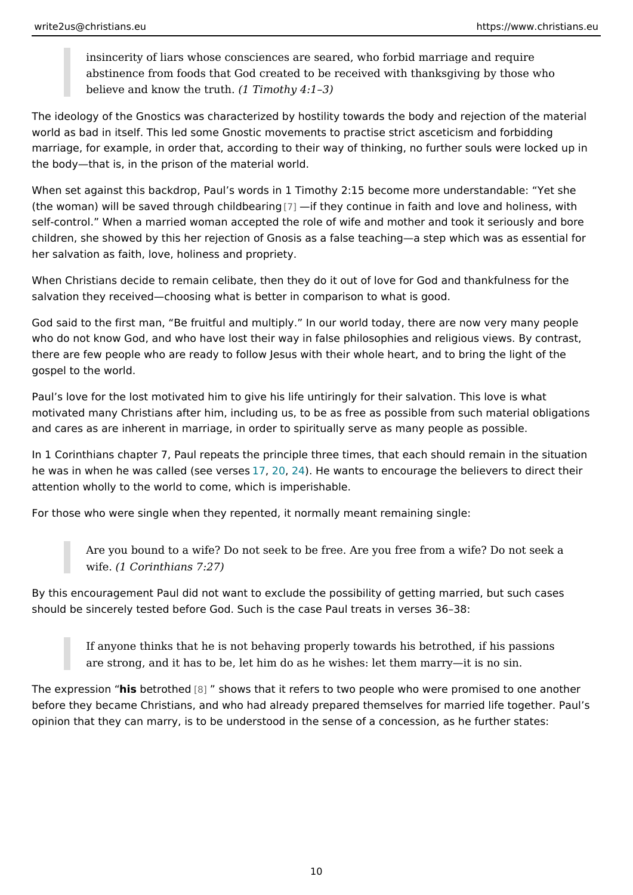> insincerity of liars whose consciences are seared, who forbid marriage and require abstinence from foods that God created to be received with thanksgiving by those who believe and know the truth. *(1 Timothy 4:1–3)*

The ideology of the Gnostics was characterized by hostility towards the body and rejection of the material world as bad in itself. This led some Gnostic movements to practise strict asceticism and forbidding marriage, for example, in order that, according to their way of thinking, no further souls were locked up in the body—that is, in the prison of the material world.

When set against this backdrop, Paul's words in 1 Timothy 2:15 become more understandable: "Yet she (the woman) will be saved through childbearing [7] —if they continue in faith and love and holiness, with self-control." When a married woman accepted the role of wife and mother and took it seriously and bore children, she showed by this her rejection of Gnosis as a false teaching—a step which was as essential for her salvation as faith, love, holiness and propriety.

When Christians decide to remain celibate, then they do it out of love for God and thankfulness for the salvation they received—choosing what is better in comparison to what is good.

God said to the first man, "Be fruitful and multiply." In our world today, there are now very many people who do not know God, and who have lost their way in false philosophies and religious views. By contrast, there are few people who are ready to follow Jesus with their whole heart, and to bring the light of the gospel to the world.

Paul's love for the lost motivated him to give his life untiringly for their salvation. This love is what motivated many Christians after him, including us, to be as free as possible from such material obligations and cares as are inherent in marriage, in order to spiritually serve as many people as possible.

In 1 Corinthians chapter 7, Paul repeats the principle three times, that each should remain in the situation he was in when he was called (see verses 17, 20, 24). He wants to encourage the believers to direct their attention wholly to the world to come, which is imperishable.

For those who were single when they repented, it normally meant remaining single:

> Are you bound to a wife? Do not seek to be free. Are you free from a wife? Do not seek a wife. *(1 Corinthians 7:27)*

By this encouragement Paul did not want to exclude the possibility of getting married, but such cases should be sincerely tested before God. Such is the case Paul treats in verses 36–38:

> If anyone thinks that he is not behaving properly towards his betrothed, if his passions are strong, and it has to be, let him do as he wishes: let them marry—it is no sin.

The expression "**his** betrothed [8] " shows that it refers to two people who were promised to one another before they became Christians, and who had already prepared themselves for married life together. Paul's opinion that they can marry, is to be understood in the sense of a concession, as he further states: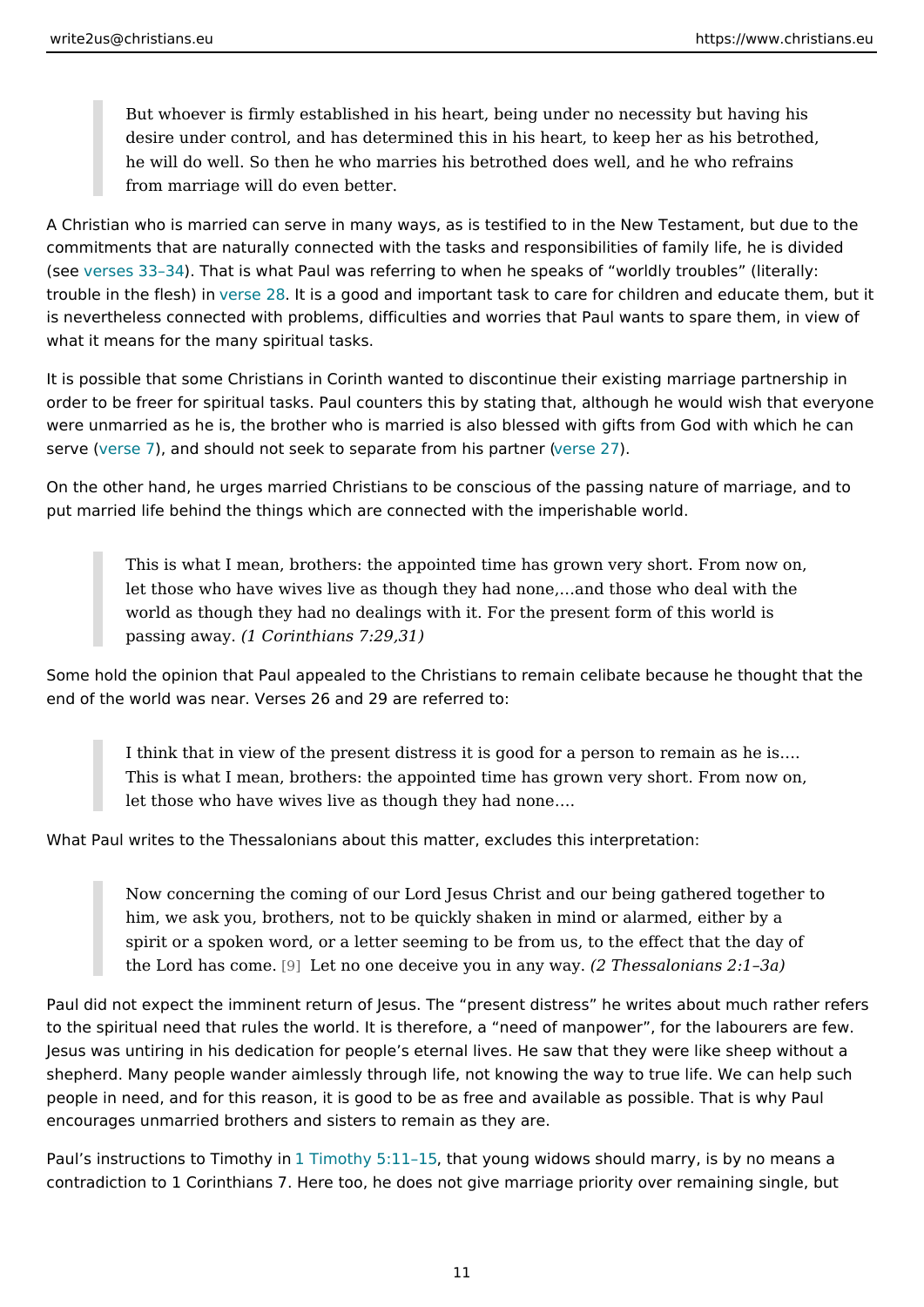> But whoever is firmly established in his heart, being under no necessity but having his desire under control, and has determined this in his heart, to keep her as his betrothed, he will do well. So then he who marries his betrothed does well, and he who refrains from marriage will do even better.

A Christian who is married can serve in many ways, as is testified to in the New Testament, but due to the commitments that are naturally connected with the tasks and responsibilities of family life, he is divided (see verses 33–34). That is what Paul was referring to when he speaks of "worldly troubles" (literally: trouble in the flesh) in verse 28. It is a good and important task to care for children and educate them, but it is nevertheless connected with problems, difficulties and worries that Paul wants to spare them, in view of what it means for the many spiritual tasks.

It is possible that some Christians in Corinth wanted to discontinue their existing marriage partnership in order to be freer for spiritual tasks. Paul counters this by stating that, although he would wish that everyone were unmarried as he is, the brother who is married is also blessed with gifts from God with which he can serve (verse 7), and should not seek to separate from his partner (verse 27).

On the other hand, he urges married Christians to be conscious of the passing nature of marriage, and to put married life behind the things which are connected with the imperishable world.

> This is what I mean, brothers: the appointed time has grown very short. From now on, let those who have wives live as though they had none,…and those who deal with the world as though they had no dealings with it. For the present form of this world is passing away. *(1 Corinthians 7:29,31)*

Some hold the opinion that Paul appealed to the Christians to remain celibate because he thought that the end of the world was near. Verses 26 and 29 are referred to:

> I think that in view of the present distress it is good for a person to remain as he is…. This is what I mean, brothers: the appointed time has grown very short. From now on, let those who have wives live as though they had none….

What Paul writes to the Thessalonians about this matter, excludes this interpretation:

> Now concerning the coming of our Lord Jesus Christ and our being gathered together to him, we ask you, brothers, not to be quickly shaken in mind or alarmed, either by a spirit or a spoken word, or a letter seeming to be from us, to the effect that the day of the Lord has come. [9] Let no one deceive you in any way. *(2 Thessalonians 2:1–3a)*

Paul did not expect the imminent return of Jesus. The "present distress" he writes about much rather refers to the spiritual need that rules the world. It is therefore, a "need of manpower", for the labourers are few. Jesus was untiring in his dedication for people's eternal lives. He saw that they were like sheep without a shepherd. Many people wander aimlessly through life, not knowing the way to true life. We can help such people in need, and for this reason, it is good to be as free and available as possible. That is why Paul encourages unmarried brothers and sisters to remain as they are.

Paul's instructions to Timothy in 1 Timothy 5:11–15, that young widows should marry, is by no means a contradiction to 1 Corinthians 7. Here too, he does not give marriage priority over remaining single, but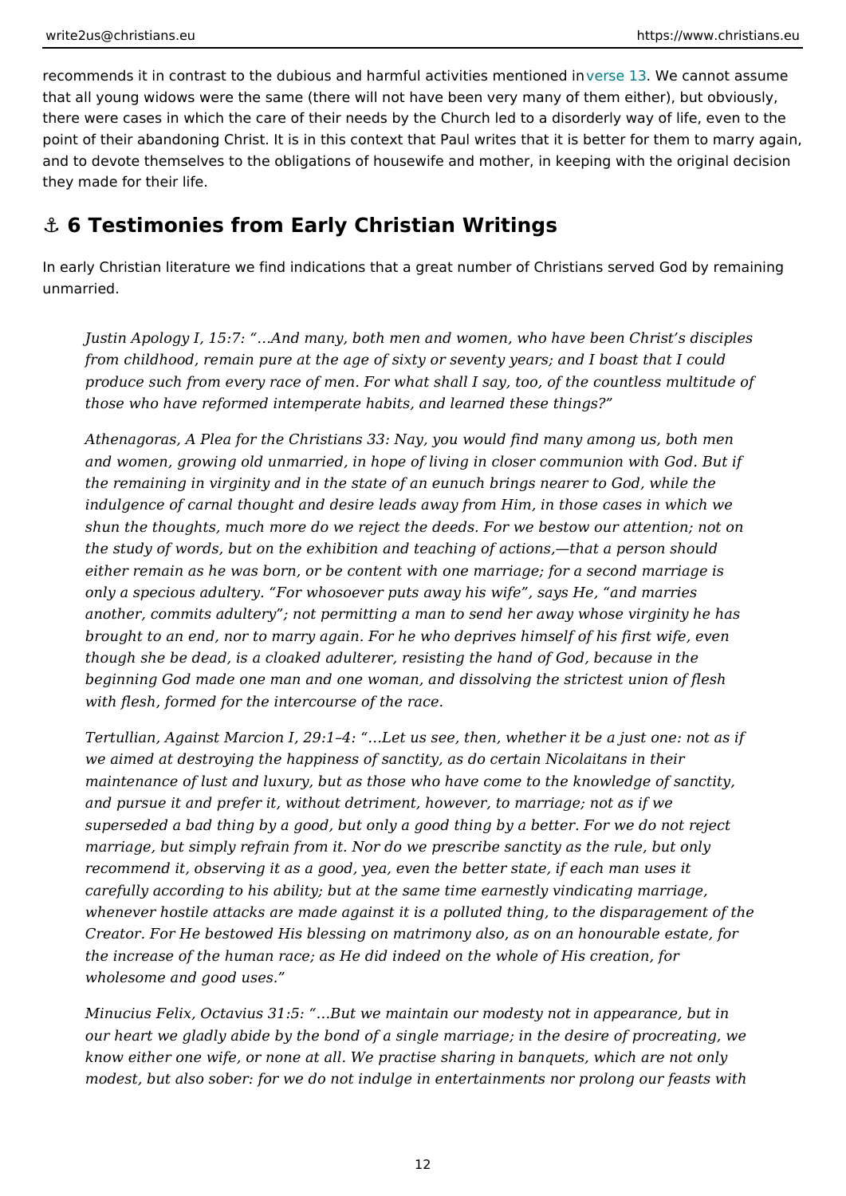recommends it in contrast to the dubious and harmful activities mentioned in verse 13. We cannot assume that all young widows were the same (there will not have been very many of them either), but obviously, there were cases in which the care of their needs by the Church led to a disorderly way of life, even to the point of their abandoning Christ. It is in this context that Paul writes that it is better for them to marry again, and to devote themselves to the obligations of housewife and mother, in keeping with the original decision they made for their life.

## ⚓ 6 Testimonies from Early Christian Writings

In early Christian literature we find indications that a great number of Christians served God by remaining unmarried.

> *Justin Apology I, 15:7: "…And many, both men and women, who have been Christ's disciples from childhood, remain pure at the age of sixty or seventy years; and I boast that I could produce such from every race of men. For what shall I say, too, of the countless multitude of those who have reformed intemperate habits, and learned these things?"*

> *Athenagoras, A Plea for the Christians 33: Nay, you would find many among us, both men and women, growing old unmarried, in hope of living in closer communion with God. But if the remaining in virginity and in the state of an eunuch brings nearer to God, while the indulgence of carnal thought and desire leads away from Him, in those cases in which we shun the thoughts, much more do we reject the deeds. For we bestow our attention; not on the study of words, but on the exhibition and teaching of actions,—that a person should either remain as he was born, or be content with one marriage; for a second marriage is only a specious adultery. "For whosoever puts away his wife", says He, "and marries another, commits adultery"; not permitting a man to send her away whose virginity he has brought to an end, nor to marry again. For he who deprives himself of his first wife, even though she be dead, is a cloaked adulterer, resisting the hand of God, because in the beginning God made one man and one woman, and dissolving the strictest union of flesh with flesh, formed for the intercourse of the race.*

> *Tertullian, Against Marcion I, 29:1–4: "…Let us see, then, whether it be a just one: not as if we aimed at destroying the happiness of sanctity, as do certain Nicolaitans in their maintenance of lust and luxury, but as those who have come to the knowledge of sanctity, and pursue it and prefer it, without detriment, however, to marriage; not as if we superseded a bad thing by a good, but only a good thing by a better. For we do not reject marriage, but simply refrain from it. Nor do we prescribe sanctity as the rule, but only recommend it, observing it as a good, yea, even the better state, if each man uses it carefully according to his ability; but at the same time earnestly vindicating marriage, whenever hostile attacks are made against it is a polluted thing, to the disparagement of the Creator. For He bestowed His blessing on matrimony also, as on an honourable estate, for the increase of the human race; as He did indeed on the whole of His creation, for wholesome and good uses."*

> *Minucius Felix, Octavius 31:5: "…But we maintain our modesty not in appearance, but in our heart we gladly abide by the bond of a single marriage; in the desire of procreating, we know either one wife, or none at all. We practise sharing in banquets, which are not only modest, but also sober: for we do not indulge in entertainments nor prolong our feasts with*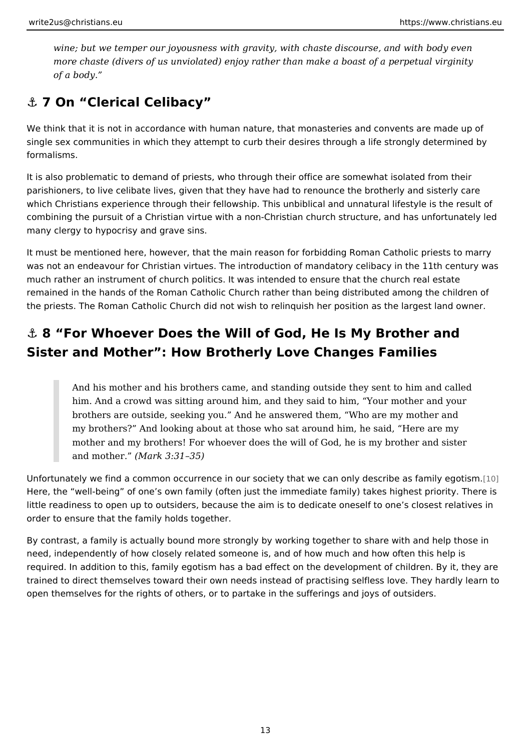*wine; but we temper our joyousness with gravity, with chaste discourse, and with body even more chaste (divers of us unviolated) enjoy rather than make a boast of a perpetual virginity of a body."*

## ⚓ 7 On "Clerical Celibacy"

We think that it is not in accordance with human nature, that monasteries and convents are made up of single sex communities in which they attempt to curb their desires through a life strongly determined by formalisms.

It is also problematic to demand of priests, who through their office are somewhat isolated from their parishioners, to live celibate lives, given that they have had to renounce the brotherly and sisterly care which Christians experience through their fellowship. This unbiblical and unnatural lifestyle is the result of combining the pursuit of a Christian virtue with a non-Christian church structure, and has unfortunately led many clergy to hypocrisy and grave sins.

It must be mentioned here, however, that the main reason for forbidding Roman Catholic priests to marry was not an endeavour for Christian virtues. The introduction of mandatory celibacy in the 11th century was much rather an instrument of church politics. It was intended to ensure that the church real estate remained in the hands of the Roman Catholic Church rather than being distributed among the children of the priests. The Roman Catholic Church did not wish to relinquish her position as the largest land owner.

## ⚓ 8 "For Whoever Does the Will of God, He Is My Brother and Sister and Mother": How Brotherly Love Changes Families

> And his mother and his brothers came, and standing outside they sent to him and called him. And a crowd was sitting around him, and they said to him, "Your mother and your brothers are outside, seeking you." And he answered them, "Who are my mother and my brothers?" And looking about at those who sat around him, he said, "Here are my mother and my brothers! For whoever does the will of God, he is my brother and sister and mother." *(Mark 3:31–35)*

Unfortunately we find a common occurrence in our society that we can only describe as family egotism.[10] Here, the "well-being" of one's own family (often just the immediate family) takes highest priority. There is little readiness to open up to outsiders, because the aim is to dedicate oneself to one's closest relatives in order to ensure that the family holds together.

By contrast, a family is actually bound more strongly by working together to share with and help those in need, independently of how closely related someone is, and of how much and how often this help is required. In addition to this, family egotism has a bad effect on the development of children. By it, they are trained to direct themselves toward their own needs instead of practising selfless love. They hardly learn to open themselves for the rights of others, or to partake in the sufferings and joys of outsiders.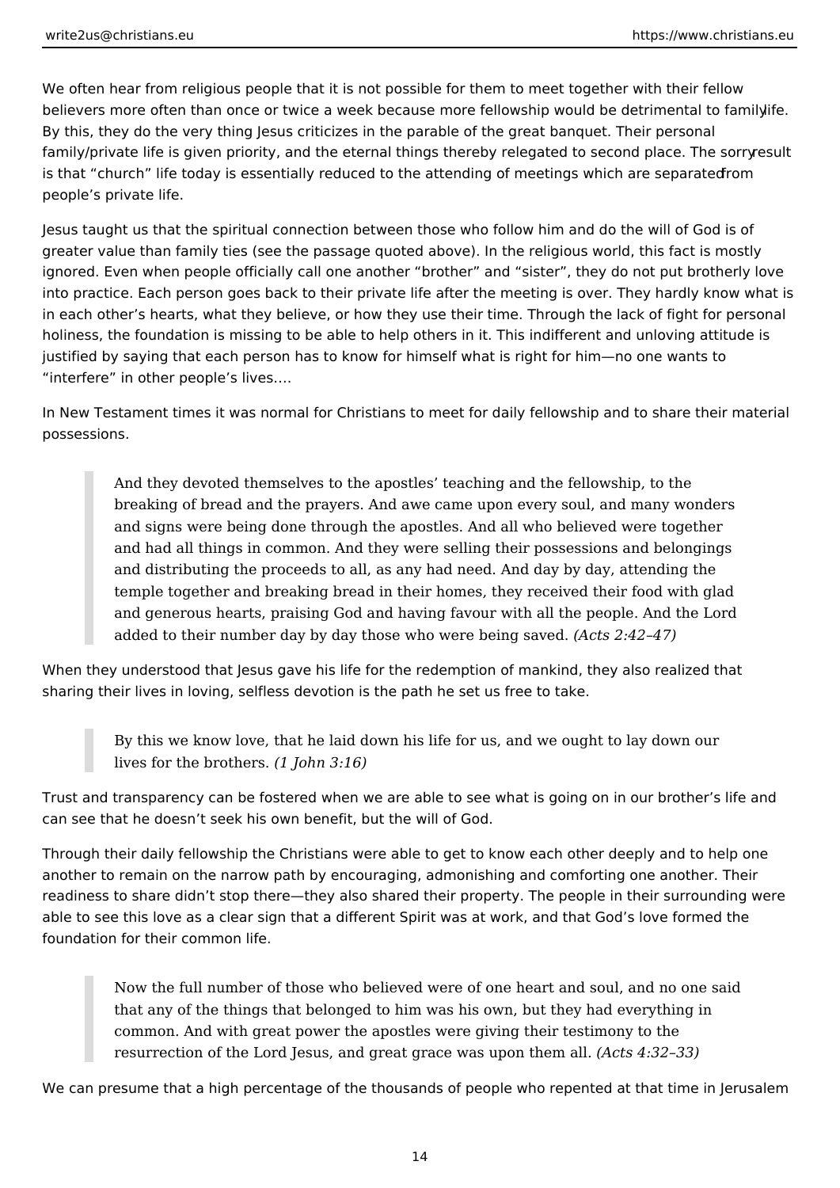We often hear from religious people that it is not possible for them to meet together with their fellow believers more often than once or twice a week because more fellowship would be detrimental to family life. By this, they do the very thing Jesus criticizes in the parable of the great banquet. Their personal family/private life is given priority, and the eternal things thereby relegated to second place. The sorry result is that "church" life today is essentially reduced to the attending of meetings which are separated from people's private life.

Jesus taught us that the spiritual connection between those who follow him and do the will of God is of greater value than family ties (see the passage quoted above). In the religious world, this fact is mostly ignored. Even when people officially call one another "brother" and "sister", they do not put brotherly love into practice. Each person goes back to their private life after the meeting is over. They hardly know what is in each other's hearts, what they believe, or how they use their time. Through the lack of fight for personal holiness, the foundation is missing to be able to help others in it. This indifferent and unloving attitude is justified by saying that each person has to know for himself what is right for him—no one wants to "interfere" in other people's lives….

In New Testament times it was normal for Christians to meet for daily fellowship and to share their material possessions.

> And they devoted themselves to the apostles' teaching and the fellowship, to the breaking of bread and the prayers. And awe came upon every soul, and many wonders and signs were being done through the apostles. And all who believed were together and had all things in common. And they were selling their possessions and belongings and distributing the proceeds to all, as any had need. And day by day, attending the temple together and breaking bread in their homes, they received their food with glad and generous hearts, praising God and having favour with all the people. And the Lord added to their number day by day those who were being saved. *(Acts 2:42–47)*

When they understood that Jesus gave his life for the redemption of mankind, they also realized that sharing their lives in loving, selfless devotion is the path he set us free to take.

> By this we know love, that he laid down his life for us, and we ought to lay down our lives for the brothers. *(1 John 3:16)*

Trust and transparency can be fostered when we are able to see what is going on in our brother's life and can see that he doesn't seek his own benefit, but the will of God.

Through their daily fellowship the Christians were able to get to know each other deeply and to help one another to remain on the narrow path by encouraging, admonishing and comforting one another. Their readiness to share didn't stop there—they also shared their property. The people in their surrounding were able to see this love as a clear sign that a different Spirit was at work, and that God's love formed the foundation for their common life.

> Now the full number of those who believed were of one heart and soul, and no one said that any of the things that belonged to him was his own, but they had everything in common. And with great power the apostles were giving their testimony to the resurrection of the Lord Jesus, and great grace was upon them all. *(Acts 4:32–33)*

We can presume that a high percentage of the thousands of people who repented at that time in Jerusalem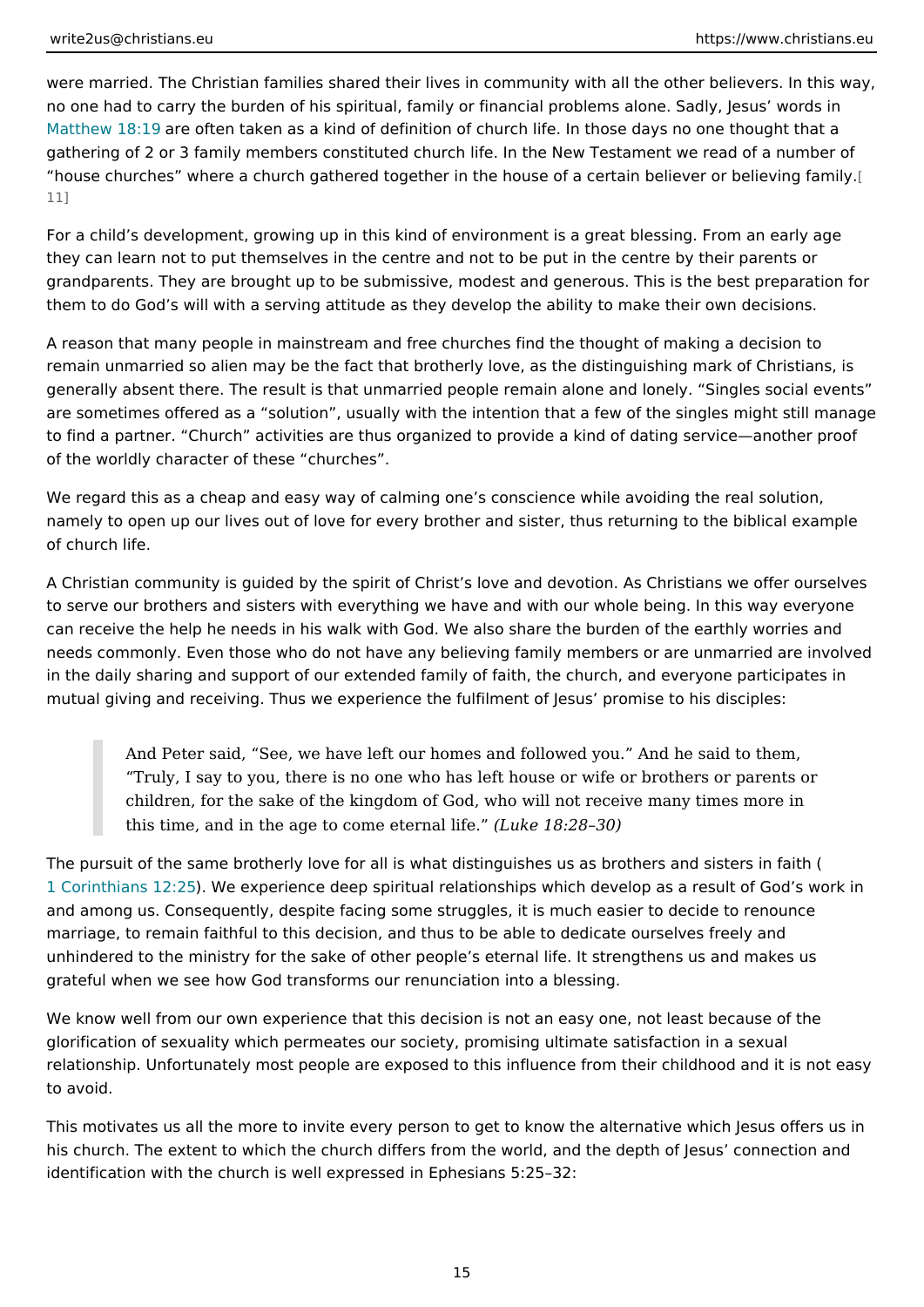were married. The Christian families shared their lives in community with all the other believers. In this way, no one had to carry the burden of his spiritual, family or financial problems alone. Sadly, Jesus' words in Matthew 18:19 are often taken as a kind of definition of church life. In those days no one thought that a gathering of 2 or 3 family members constituted church life. In the New Testament we read of a number of "house churches" where a church gathered together in the house of a certain believer or believing family.[11]

For a child's development, growing up in this kind of environment is a great blessing. From an early age they can learn not to put themselves in the centre and not to be put in the centre by their parents or grandparents. They are brought up to be submissive, modest and generous. This is the best preparation for them to do God's will with a serving attitude as they develop the ability to make their own decisions.

A reason that many people in mainstream and free churches find the thought of making a decision to remain unmarried so alien may be the fact that brotherly love, as the distinguishing mark of Christians, is generally absent there. The result is that unmarried people remain alone and lonely. "Singles social events" are sometimes offered as a "solution", usually with the intention that a few of the singles might still manage to find a partner. "Church" activities are thus organized to provide a kind of dating service—another proof of the worldly character of these "churches".

We regard this as a cheap and easy way of calming one's conscience while avoiding the real solution, namely to open up our lives out of love for every brother and sister, thus returning to the biblical example of church life.

A Christian community is guided by the spirit of Christ's love and devotion. As Christians we offer ourselves to serve our brothers and sisters with everything we have and with our whole being. In this way everyone can receive the help he needs in his walk with God. We also share the burden of the earthly worries and needs commonly. Even those who do not have any believing family members or are unmarried are involved in the daily sharing and support of our extended family of faith, the church, and everyone participates in mutual giving and receiving. Thus we experience the fulfilment of Jesus' promise to his disciples:

> And Peter said, "See, we have left our homes and followed you." And he said to them, "Truly, I say to you, there is no one who has left house or wife or brothers or parents or children, for the sake of the kingdom of God, who will not receive many times more in this time, and in the age to come eternal life." *(Luke 18:28–30)*

The pursuit of the same brotherly love for all is what distinguishes us as brothers and sisters in faith (1 Corinthians 12:25). We experience deep spiritual relationships which develop as a result of God's work in and among us. Consequently, despite facing some struggles, it is much easier to decide to renounce marriage, to remain faithful to this decision, and thus to be able to dedicate ourselves freely and unhindered to the ministry for the sake of other people's eternal life. It strengthens us and makes us grateful when we see how God transforms our renunciation into a blessing.

We know well from our own experience that this decision is not an easy one, not least because of the glorification of sexuality which permeates our society, promising ultimate satisfaction in a sexual relationship. Unfortunately most people are exposed to this influence from their childhood and it is not easy to avoid.

This motivates us all the more to invite every person to get to know the alternative which Jesus offers us in his church. The extent to which the church differs from the world, and the depth of Jesus' connection and identification with the church is well expressed in Ephesians 5:25–32: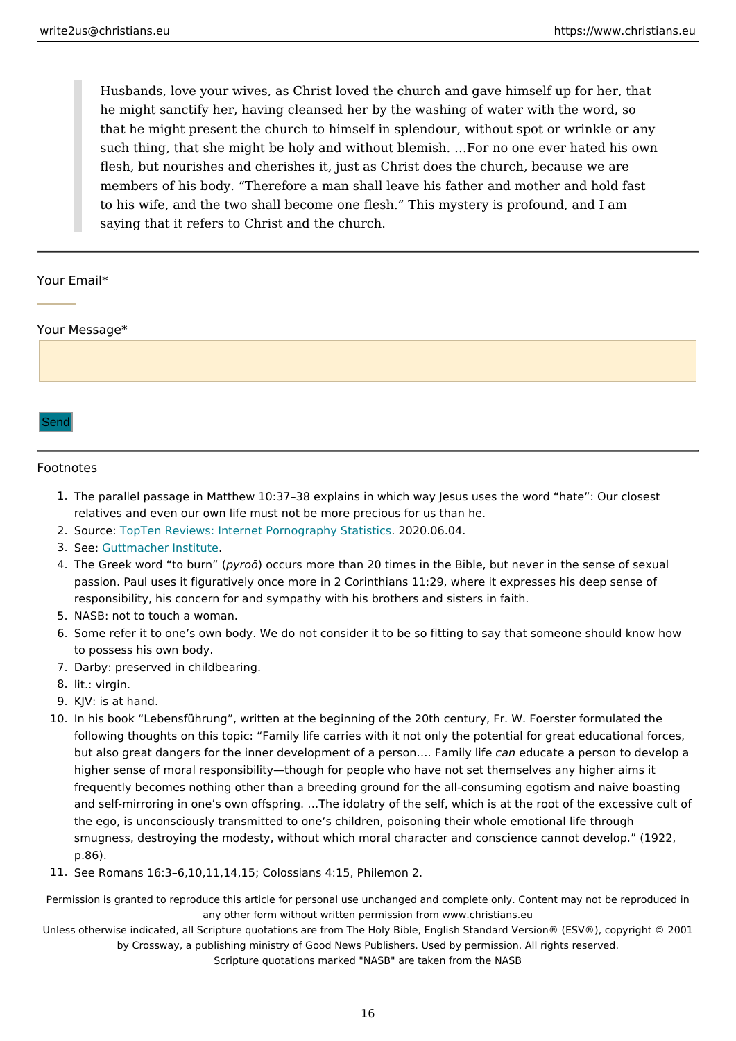> Husbands, love your wives, as Christ loved the church and gave himself up for her, that he might sanctify her, having cleansed her by the washing of water with the word, so that he might present the church to himself in splendour, without spot or wrinkle or any such thing, that she might be holy and without blemish. …For no one ever hated his own flesh, but nourishes and cherishes it, just as Christ does the church, because we are members of his body. "Therefore a man shall leave his father and mother and hold fast to his wife, and the two shall become one flesh." This mystery is profound, and I am saying that it refers to Christ and the church.

---

Your Email*

Your Message*

Send

---

Footnotes

1. The parallel passage in Matthew 10:37–38 explains in which way Jesus uses the word "hate": Our closest relatives and even our own life must not be more precious for us than he.
2. Source: TopTen Reviews: Internet Pornography Statistics. 2020.06.04.
3. See: Guttmacher Institute.
4. The Greek word "to burn" (*pyroō*) occurs more than 20 times in the Bible, but never in the sense of sexual passion. Paul uses it figuratively once more in 2 Corinthians 11:29, where it expresses his deep sense of responsibility, his concern for and sympathy with his brothers and sisters in faith.
5. NASB: not to touch a woman.
6. Some refer it to one's own body. We do not consider it to be so fitting to say that someone should know how to possess his own body.
7. Darby: preserved in childbearing.
8. lit.: virgin.
9. KJV: is at hand.
10. In his book "Lebensführung", written at the beginning of the 20th century, Fr. W. Foerster formulated the following thoughts on this topic: "Family life carries with it not only the potential for great educational forces, but also great dangers for the inner development of a person…. Family life *can* educate a person to develop a higher sense of moral responsibility—though for people who have not set themselves any higher aims it frequently becomes nothing other than a breeding ground for the all-consuming egotism and naive boasting and self-mirroring in one's own offspring. …The idolatry of the self, which is at the root of the excessive cult of the ego, is unconsciously transmitted to one's children, poisoning their whole emotional life through smugness, destroying the modesty, without which moral character and conscience cannot develop." (1922, p.86).
11. See Romans 16:3–6,10,11,14,15; Colossians 4:15, Philemon 2.

Permission is granted to reproduce this article for personal use unchanged and complete only. Content may not be reproduced in any other form without written permission from www.christians.eu

Unless otherwise indicated, all Scripture quotations are from The Holy Bible, English Standard Version® (ESV®), copyright © 2001 by Crossway, a publishing ministry of Good News Publishers. Used by permission. All rights reserved.

Scripture quotations marked "NASB" are taken from the NASB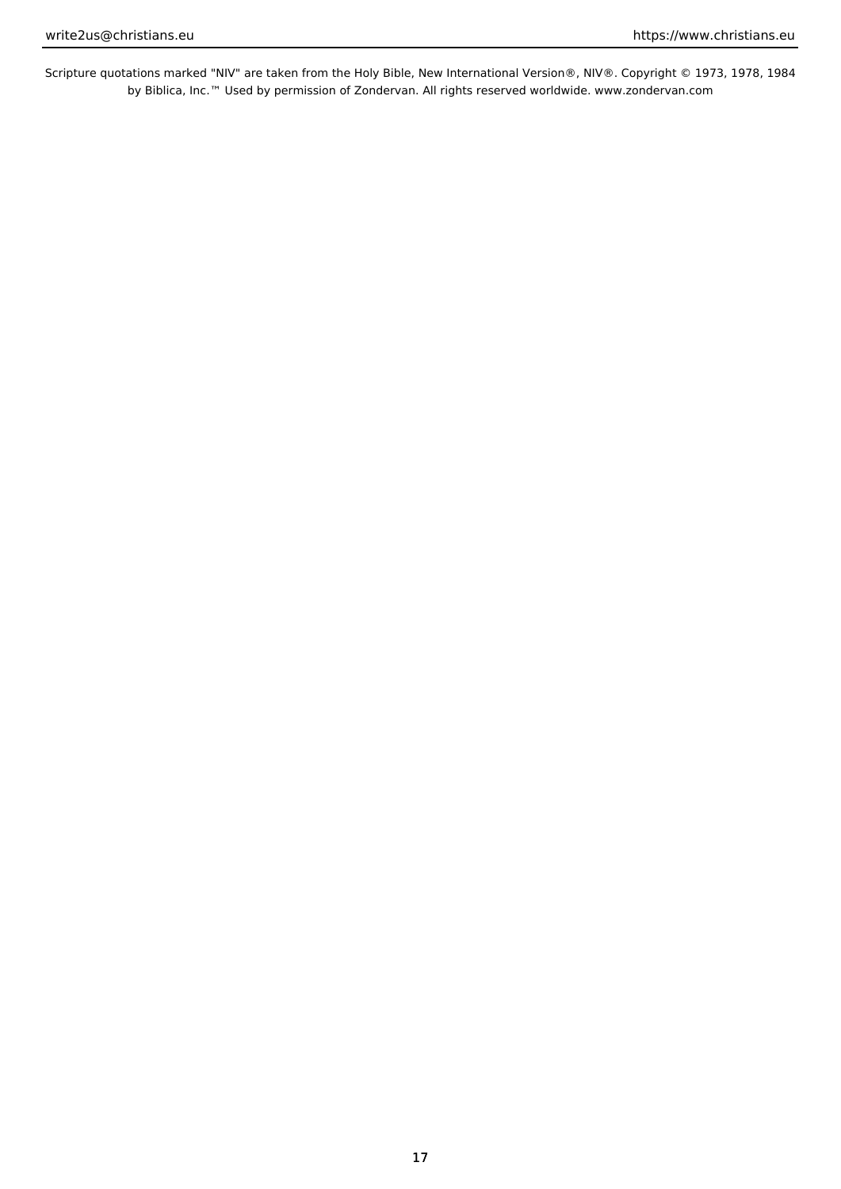Scripture quotations marked "NIV" are taken from the Holy Bible, New International Version®, NIV®. Copyright © 1973, 1978, 1984 by Biblica, Inc.™ Used by permission of Zondervan. All rights reserved worldwide. www.zondervan.com